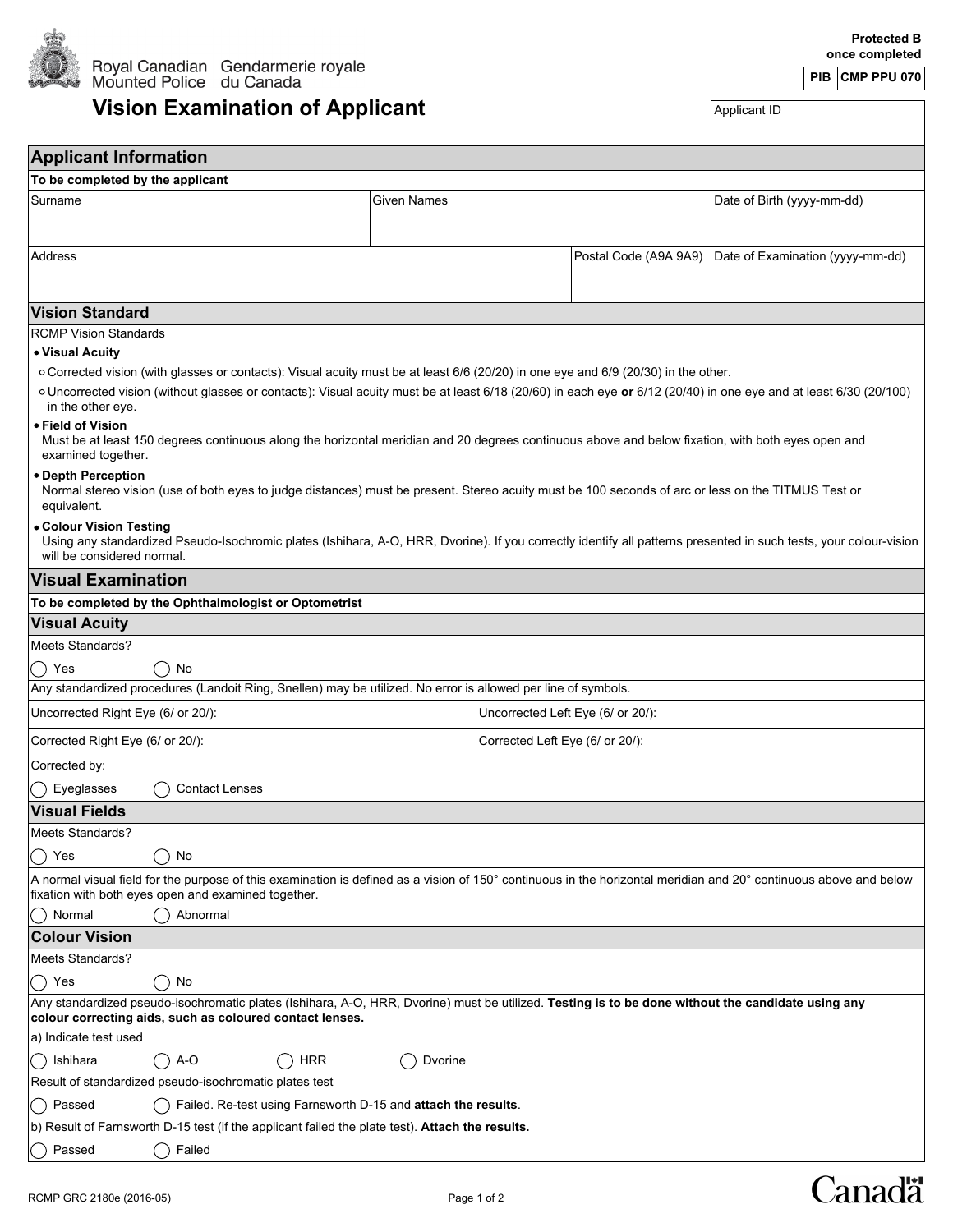Royal Canadian Mounted Police | Gendarmerie royale du Canada

Protected B once completed

| PIB | CMP PPU 070 |
|---|---|

# Vision Examination of Applicant

Applicant ID

## Applicant Information

**To be completed by the applicant**

| Surname | Given Names | | Date of Birth (yyyy-mm-dd) |
|---|---|---|---|
| Address | | Postal Code (A9A 9A9) | Date of Examination (yyyy-mm-dd) |

## Vision Standard

RCMP Vision Standards

- **Visual Acuity**
  - Corrected vision (with glasses or contacts): Visual acuity must be at least 6/6 (20/20) in one eye and 6/9 (20/30) in the other.
  - Uncorrected vision (without glasses or contacts): Visual acuity must be at least 6/18 (20/60) in each eye **or** 6/12 (20/40) in one eye and at least 6/30 (20/100) in the other eye.
- **Field of Vision**
  Must be at least 150 degrees continuous along the horizontal meridian and 20 degrees continuous above and below fixation, with both eyes open and examined together.
- **Depth Perception**
  Normal stereo vision (use of both eyes to judge distances) must be present. Stereo acuity must be 100 seconds of arc or less on the TITMUS Test or equivalent.
- **Colour Vision Testing**
  Using any standardized Pseudo-Isochromic plates (Ishihara, A-O, HRR, Dvorine). If you correctly identify all patterns presented in such tests, your colour-vision will be considered normal.

## Visual Examination

**To be completed by the Ophthalmologist or Optometrist**

### Visual Acuity

Meets Standards?

◯ Yes ◯ No

Any standardized procedures (Landoit Ring, Snellen) may be utilized. No error is allowed per line of symbols.

| Uncorrected Right Eye (6/ or 20/): | Uncorrected Left Eye (6/ or 20/): |
|---|---|
| Corrected Right Eye (6/ or 20/): | Corrected Left Eye (6/ or 20/): |

Corrected by:

◯ Eyeglasses ◯ Contact Lenses

### Visual Fields

Meets Standards?

◯ Yes ◯ No

A normal visual field for the purpose of this examination is defined as a vision of 150° continuous in the horizontal meridian and 20° continuous above and below fixation with both eyes open and examined together.

◯ Normal ◯ Abnormal

### Colour Vision

Meets Standards?

◯ Yes ◯ No

Any standardized pseudo-isochromatic plates (Ishihara, A-O, HRR, Dvorine) must be utilized. **Testing is to be done without the candidate using any colour correcting aids, such as coloured contact lenses.**

a) Indicate test used

◯ Ishihara ◯ A-O ◯ HRR ◯ Dvorine

Result of standardized pseudo-isochromatic plates test

◯ Passed ◯ Failed. Re-test using Farnsworth D-15 and **attach the results**.

b) Result of Farnsworth D-15 test (if the applicant failed the plate test). **Attach the results.**

◯ Passed ◯ Failed

RCMP GRC 2180e (2016-05)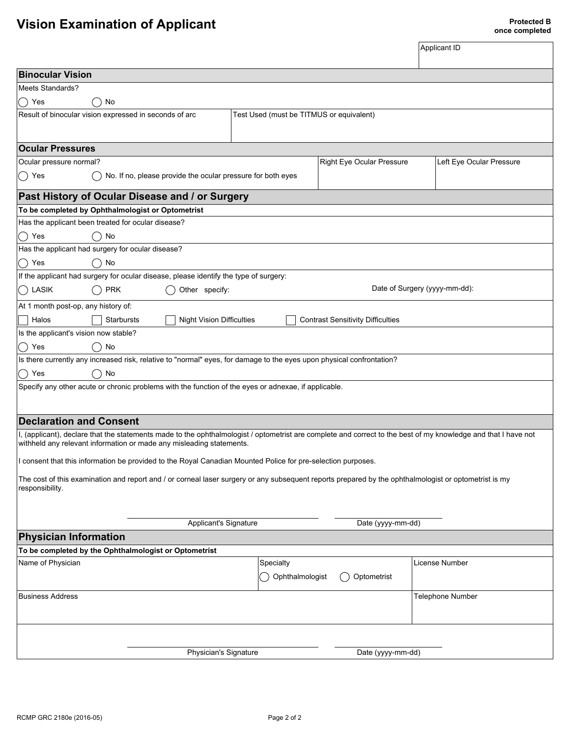# Vision Examination of Applicant

**Protected B once completed**

Applicant ID

## Binocular Vision

Meets Standards?

◯ Yes ◯ No

| Result of binocular vision expressed in seconds of arc | Test Used (must be TITMUS or equivalent) |
|---|---|
| | |

## Ocular Pressures

| Ocular pressure normal? | Right Eye Ocular Pressure | Left Eye Ocular Pressure |
|---|---|---|
| ◯ Yes ◯ No. If no, please provide the ocular pressure for both eyes | | |

## Past History of Ocular Disease and / or Surgery

**To be completed by Ophthalmologist or Optometrist**

Has the applicant been treated for ocular disease?

◯ Yes ◯ No

Has the applicant had surgery for ocular disease?

◯ Yes ◯ No

If the applicant had surgery for ocular disease, please identify the type of surgery:

◯ LASIK ◯ PRK ◯ Other specify: Date of Surgery (yyyy-mm-dd):

At 1 month post-op, any history of:

☐ Halos ☐ Starbursts ☐ Night Vision Difficulties ☐ Contrast Sensitivity Difficulties

Is the applicant's vision now stable?

◯ Yes ◯ No

Is there currently any increased risk, relative to "normal" eyes, for damage to the eyes upon physical confrontation?

◯ Yes ◯ No

Specify any other acute or chronic problems with the function of the eyes or adnexae, if applicable.

## Declaration and Consent

I, (applicant), declare that the statements made to the ophthalmologist / optometrist are complete and correct to the best of my knowledge and that I have not withheld any relevant information or made any misleading statements.

I consent that this information be provided to the Royal Canadian Mounted Police for pre-selection purposes.

The cost of this examination and report and / or corneal laser surgery or any subsequent reports prepared by the ophthalmologist or optometrist is my responsibility.

Applicant's Signature ____________________ Date (yyyy-mm-dd) ____________________

## Physician Information

**To be completed by the Ophthalmologist or Optometrist**

| Name of Physician | Specialty | License Number |
|---|---|---|
| | ◯ Ophthalmologist ◯ Optometrist | |

| Business Address | Telephone Number |
|---|---|
| | |

Physician's Signature ____________________ Date (yyyy-mm-dd) ____________________

RCMP GRC 2180e (2016-05)